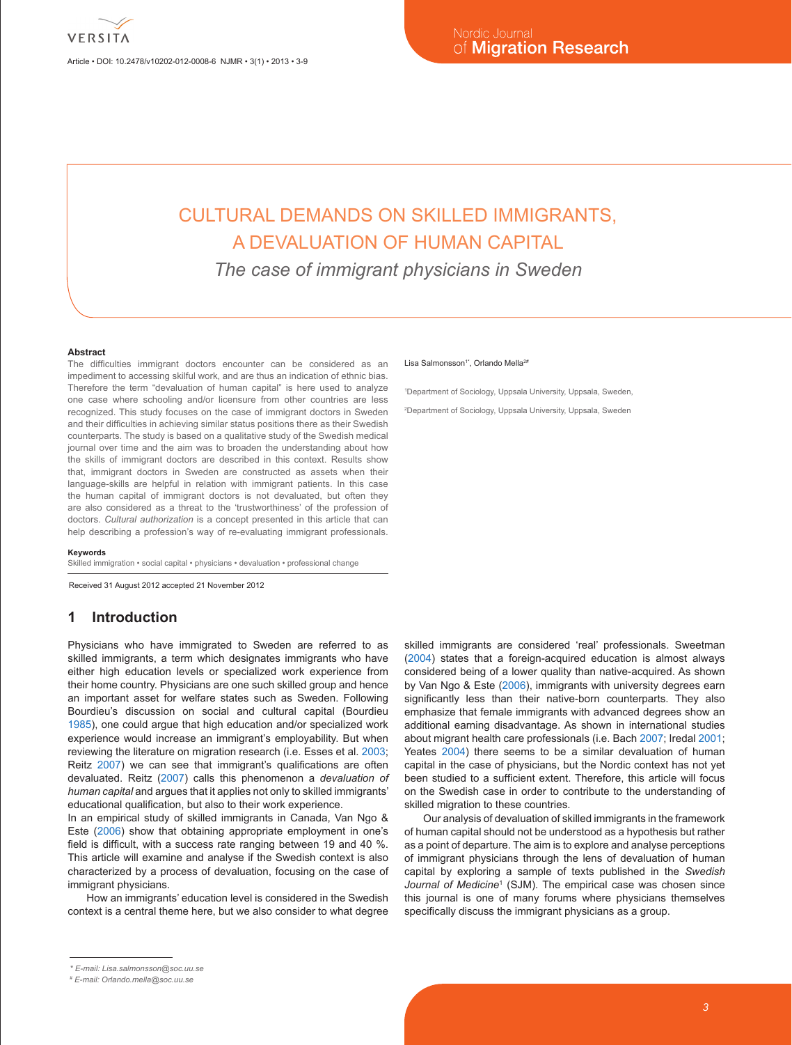# CULTURAL DEMANDS ON SKILLED IMMIGRANTS, A DEVALUATION OF HUMAN CAPITAL

*The case of immigrant physicians in Sweden*

Lisa Salmonsson[1*], Orlando Mella[2#]

[1]Department of Sociology, Uppsala University, Uppsala, Sweden,

[2]Department of Sociology, Uppsala University, Uppsala, Sweden

**Abstract**

The difficulties immigrant doctors encounter can be considered as an impediment to accessing skilful work, and are thus an indication of ethnic bias. Therefore the term "devaluation of human capital" is here used to analyze one case where schooling and/or licensure from other countries are less recognized. This study focuses on the case of immigrant doctors in Sweden and their difficulties in achieving similar status positions there as their Swedish counterparts. The study is based on a qualitative study of the Swedish medical journal over time and the aim was to broaden the understanding about how the skills of immigrant doctors are described in this context. Results show that, immigrant doctors in Sweden are constructed as assets when their language-skills are helpful in relation with immigrant patients. In this case the human capital of immigrant doctors is not devaluated, but often they are also considered as a threat to the 'trustworthiness' of the profession of doctors. *Cultural authorization* is a concept presented in this article that can help describing a profession's way of re-evaluating immigrant professionals.

**Keywords**

Skilled immigration • social capital • physicians • devaluation • professional change

Received 31 August 2012 accepted 21 November 2012

## 1 Introduction

Physicians who have immigrated to Sweden are referred to as skilled immigrants, a term which designates immigrants who have either high education levels or specialized work experience from their home country. Physicians are one such skilled group and hence an important asset for welfare states such as Sweden. Following Bourdieu's discussion on social and cultural capital (Bourdieu 1985), one could argue that high education and/or specialized work experience would increase an immigrant's employability. But when reviewing the literature on migration research (i.e. Esses et al. 2003; Reitz 2007) we can see that immigrant's qualifications are often devaluated. Reitz (2007) calls this phenomenon a *devaluation of human capital* and argues that it applies not only to skilled immigrants' educational qualification, but also to their work experience.

In an empirical study of skilled immigrants in Canada, Van Ngo & Este (2006) show that obtaining appropriate employment in one's field is difficult, with a success rate ranging between 19 and 40 %. This article will examine and analyse if the Swedish context is also characterized by a process of devaluation, focusing on the case of immigrant physicians.

How an immigrants' education level is considered in the Swedish context is a central theme here, but we also consider to what degree skilled immigrants are considered 'real' professionals. Sweetman (2004) states that a foreign-acquired education is almost always considered being of a lower quality than native-acquired. As shown by Van Ngo & Este (2006), immigrants with university degrees earn significantly less than their native-born counterparts. They also emphasize that female immigrants with advanced degrees show an additional earning disadvantage. As shown in international studies about migrant health care professionals (i.e. Bach 2007; Iredal 2001; Yeates 2004) there seems to be a similar devaluation of human capital in the case of physicians, but the Nordic context has not yet been studied to a sufficient extent. Therefore, this article will focus on the Swedish case in order to contribute to the understanding of skilled migration to these countries.

Our analysis of devaluation of skilled immigrants in the framework of human capital should not be understood as a hypothesis but rather as a point of departure. The aim is to explore and analyse perceptions of immigrant physicians through the lens of devaluation of human capital by exploring a sample of texts published in the *Swedish Journal of Medicine*[1] (SJM). The empirical case was chosen since this journal is one of many forums where physicians themselves specifically discuss the immigrant physicians as a group.

\* E-mail: Lisa.salmonsson@soc.uu.se

\# E-mail: Orlando.mella@soc.uu.se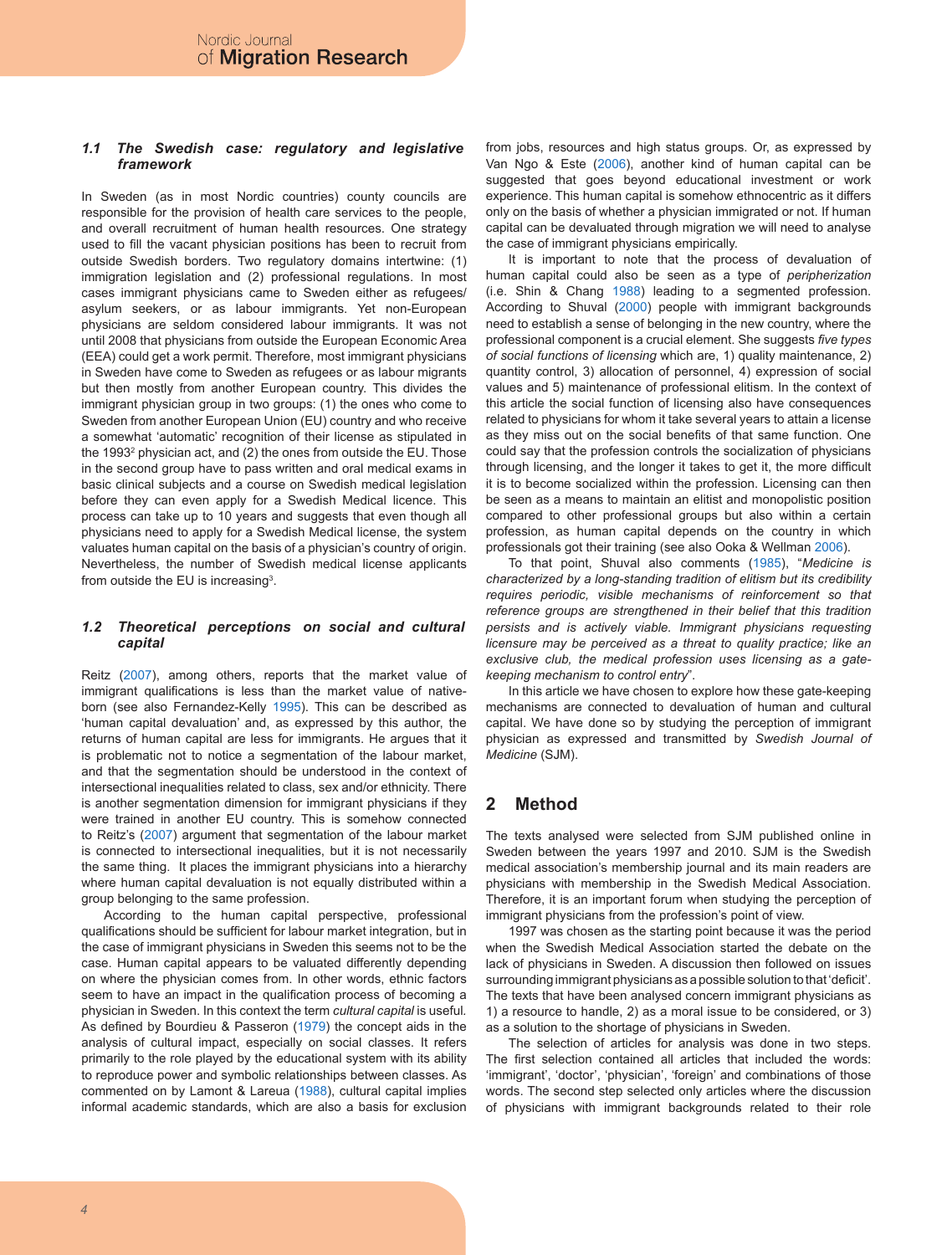### 1.1 The Swedish case: regulatory and legislative framework

In Sweden (as in most Nordic countries) county councils are responsible for the provision of health care services to the people, and overall recruitment of human health resources. One strategy used to fill the vacant physician positions has been to recruit from outside Swedish borders. Two regulatory domains intertwine: (1) immigration legislation and (2) professional regulations. In most cases immigrant physicians came to Sweden either as refugees/asylum seekers, or as labour immigrants. Yet non-European physicians are seldom considered labour immigrants. It was not until 2008 that physicians from outside the European Economic Area (EEA) could get a work permit. Therefore, most immigrant physicians in Sweden have come to Sweden as refugees or as labour migrants but then mostly from another European country. This divides the immigrant physician group in two groups: (1) the ones who come to Sweden from another European Union (EU) country and who receive a somewhat 'automatic' recognition of their license as stipulated in the 1993[2] physician act, and (2) the ones from outside the EU. Those in the second group have to pass written and oral medical exams in basic clinical subjects and a course on Swedish medical legislation before they can even apply for a Swedish Medical licence. This process can take up to 10 years and suggests that even though all physicians need to apply for a Swedish Medical license, the system valuates human capital on the basis of a physician's country of origin. Nevertheless, the number of Swedish medical license applicants from outside the EU is increasing[3].

### 1.2 Theoretical perceptions on social and cultural capital

Reitz (2007), among others, reports that the market value of immigrant qualifications is less than the market value of native-born (see also Fernandez-Kelly 1995). This can be described as 'human capital devaluation' and, as expressed by this author, the returns of human capital are less for immigrants. He argues that it is problematic not to notice a segmentation of the labour market, and that the segmentation should be understood in the context of intersectional inequalities related to class, sex and/or ethnicity. There is another segmentation dimension for immigrant physicians if they were trained in another EU country. This is somehow connected to Reitz's (2007) argument that segmentation of the labour market is connected to intersectional inequalities, but it is not necessarily the same thing. It places the immigrant physicians into a hierarchy where human capital devaluation is not equally distributed within a group belonging to the same profession.

According to the human capital perspective, professional qualifications should be sufficient for labour market integration, but in the case of immigrant physicians in Sweden this seems not to be the case. Human capital appears to be valuated differently depending on where the physician comes from. In other words, ethnic factors seem to have an impact in the qualification process of becoming a physician in Sweden. In this context the term *cultural capital* is useful. As defined by Bourdieu & Passeron (1979) the concept aids in the analysis of cultural impact, especially on social classes. It refers primarily to the role played by the educational system with its ability to reproduce power and symbolic relationships between classes. As commented on by Lamont & Lareua (1988), cultural capital implies informal academic standards, which are also a basis for exclusion from jobs, resources and high status groups. Or, as expressed by Van Ngo & Este (2006), another kind of human capital can be suggested that goes beyond educational investment or work experience. This human capital is somehow ethnocentric as it differs only on the basis of whether a physician immigrated or not. If human capital can be devaluated through migration we will need to analyse the case of immigrant physicians empirically.

It is important to note that the process of devaluation of human capital could also be seen as a type of *peripherization* (i.e. Shin & Chang 1988) leading to a segmented profession. According to Shuval (2000) people with immigrant backgrounds need to establish a sense of belonging in the new country, where the professional component is a crucial element. She suggests *five types of social functions of licensing* which are, 1) quality maintenance, 2) quantity control, 3) allocation of personnel, 4) expression of social values and 5) maintenance of professional elitism. In the context of this article the social function of licensing also have consequences related to physicians for whom it take several years to attain a license as they miss out on the social benefits of that same function. One could say that the profession controls the socialization of physicians through licensing, and the longer it takes to get it, the more difficult it is to become socialized within the profession. Licensing can then be seen as a means to maintain an elitist and monopolistic position compared to other professional groups but also within a certain profession, as human capital depends on the country in which professionals got their training (see also Ooka & Wellman 2006).

To that point, Shuval also comments (1985), "*Medicine is characterized by a long-standing tradition of elitism but its credibility requires periodic, visible mechanisms of reinforcement so that reference groups are strengthened in their belief that this tradition persists and is actively viable. Immigrant physicians requesting licensure may be perceived as a threat to quality practice; like an exclusive club, the medical profession uses licensing as a gate-keeping mechanism to control entry*".

In this article we have chosen to explore how these gate-keeping mechanisms are connected to devaluation of human and cultural capital. We have done so by studying the perception of immigrant physician as expressed and transmitted by *Swedish Journal of Medicine* (SJM).

## 2 Method

The texts analysed were selected from SJM published online in Sweden between the years 1997 and 2010. SJM is the Swedish medical association's membership journal and its main readers are physicians with membership in the Swedish Medical Association. Therefore, it is an important forum when studying the perception of immigrant physicians from the profession's point of view.

1997 was chosen as the starting point because it was the period when the Swedish Medical Association started the debate on the lack of physicians in Sweden. A discussion then followed on issues surrounding immigrant physicians as a possible solution to that 'deficit'. The texts that have been analysed concern immigrant physicians as 1) a resource to handle, 2) as a moral issue to be considered, or 3) as a solution to the shortage of physicians in Sweden.

The selection of articles for analysis was done in two steps. The first selection contained all articles that included the words: 'immigrant', 'doctor', 'physician', 'foreign' and combinations of those words. The second step selected only articles where the discussion of physicians with immigrant backgrounds related to their role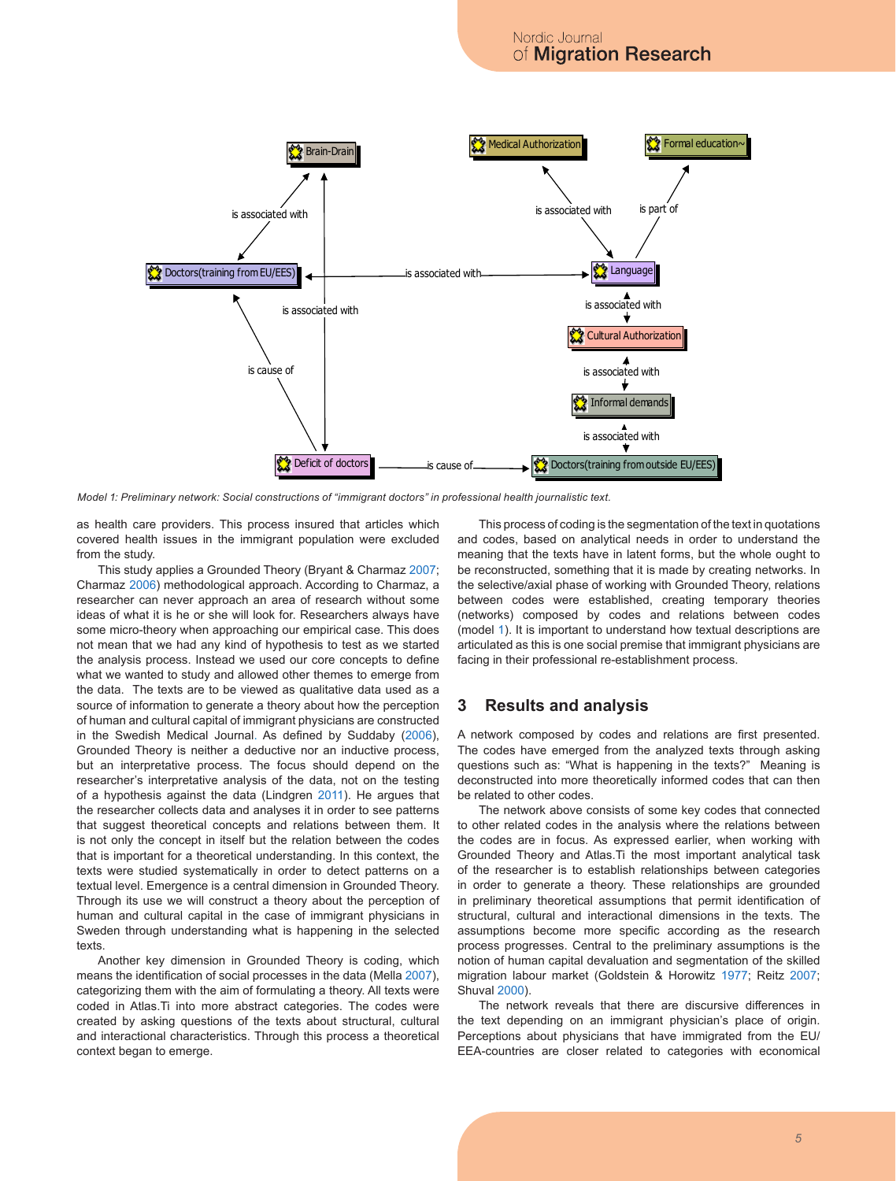*Model 1: Preliminary network: Social constructions of "immigrant doctors" in professional health journalistic text.*

as health care providers. This process insured that articles which covered health issues in the immigrant population were excluded from the study.

This study applies a Grounded Theory (Bryant & Charmaz 2007; Charmaz 2006) methodological approach. According to Charmaz, a researcher can never approach an area of research without some ideas of what it is he or she will look for. Researchers always have some micro-theory when approaching our empirical case. This does not mean that we had any kind of hypothesis to test as we started the analysis process. Instead we used our core concepts to define what we wanted to study and allowed other themes to emerge from the data. The texts are to be viewed as qualitative data used as a source of information to generate a theory about how the perception of human and cultural capital of immigrant physicians are constructed in the Swedish Medical Journal. As defined by Suddaby (2006), Grounded Theory is neither a deductive nor an inductive process, but an interpretative process. The focus should depend on the researcher's interpretative analysis of the data, not on the testing of a hypothesis against the data (Lindgren 2011). He argues that the researcher collects data and analyses it in order to see patterns that suggest theoretical concepts and relations between them. It is not only the concept in itself but the relation between the codes that is important for a theoretical understanding. In this context, the texts were studied systematically in order to detect patterns on a textual level. Emergence is a central dimension in Grounded Theory. Through its use we will construct a theory about the perception of human and cultural capital in the case of immigrant physicians in Sweden through understanding what is happening in the selected texts.

Another key dimension in Grounded Theory is coding, which means the identification of social processes in the data (Mella 2007), categorizing them with the aim of formulating a theory. All texts were coded in Atlas.Ti into more abstract categories. The codes were created by asking questions of the texts about structural, cultural and interactional characteristics. Through this process a theoretical context began to emerge.

This process of coding is the segmentation of the text in quotations and codes, based on analytical needs in order to understand the meaning that the texts have in latent forms, but the whole ought to be reconstructed, something that it is made by creating networks. In the selective/axial phase of working with Grounded Theory, relations between codes were established, creating temporary theories (networks) composed by codes and relations between codes (model 1). It is important to understand how textual descriptions are articulated as this is one social premise that immigrant physicians are facing in their professional re-establishment process.

## 3 Results and analysis

A network composed by codes and relations are first presented. The codes have emerged from the analyzed texts through asking questions such as: "What is happening in the texts?" Meaning is deconstructed into more theoretically informed codes that can then be related to other codes.

The network above consists of some key codes that connected to other related codes in the analysis where the relations between the codes are in focus. As expressed earlier, when working with Grounded Theory and Atlas.Ti the most important analytical task of the researcher is to establish relationships between categories in order to generate a theory. These relationships are grounded in preliminary theoretical assumptions that permit identification of structural, cultural and interactional dimensions in the texts. The assumptions become more specific according as the research process progresses. Central to the preliminary assumptions is the notion of human capital devaluation and segmentation of the skilled migration labour market (Goldstein & Horowitz 1977; Reitz 2007; Shuval 2000).

The network reveals that there are discursive differences in the text depending on an immigrant physician's place of origin. Perceptions about physicians that have immigrated from the EU/EEA-countries are closer related to categories with economical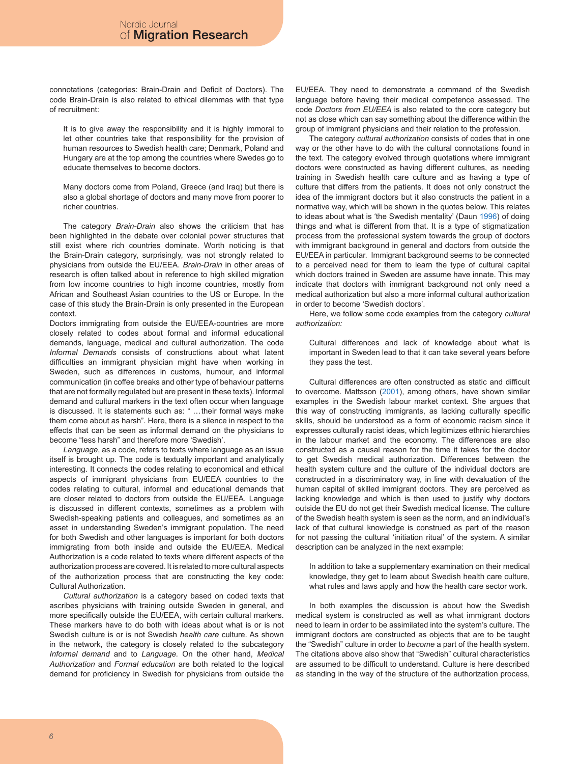connotations (categories: Brain-Drain and Deficit of Doctors). The code Brain-Drain is also related to ethical dilemmas with that type of recruitment:

> It is to give away the responsibility and it is highly immoral to let other countries take that responsibility for the provision of human resources to Swedish health care; Denmark, Poland and Hungary are at the top among the countries where Swedes go to educate themselves to become doctors.

> Many doctors come from Poland, Greece (and Iraq) but there is also a global shortage of doctors and many move from poorer to richer countries.

The category *Brain-Drain* also shows the criticism that has been highlighted in the debate over colonial power structures that still exist where rich countries dominate. Worth noticing is that the Brain-Drain category, surprisingly, was not strongly related to physicians from outside the EU/EEA. *Brain-Drain* in other areas of research is often talked about in reference to high skilled migration from low income countries to high income countries, mostly from African and Southeast Asian countries to the US or Europe. In the case of this study the Brain-Drain is only presented in the European context.

Doctors immigrating from outside the EU/EEA-countries are more closely related to codes about formal and informal educational demands, language, medical and cultural authorization. The code *Informal Demands* consists of constructions about what latent difficulties an immigrant physician might have when working in Sweden, such as differences in customs, humour, and informal communication (in coffee breaks and other type of behaviour patterns that are not formally regulated but are present in these texts). Informal demand and cultural markers in the text often occur when language is discussed. It is statements such as: " …their formal ways make them come about as harsh". Here, there is a silence in respect to the effects that can be seen as informal demand on the physicians to become "less harsh" and therefore more "Swedish'.

*Language*, as a code, refers to texts where language as an issue itself is brought up. The code is textually important and analytically interesting. It connects the codes relating to economical and ethical aspects of immigrant physicians from EU/EEA countries to the codes relating to cultural, informal and educational demands that are closer related to doctors from outside the EU/EEA. Language is discussed in different contexts, sometimes as a problem with Swedish-speaking patients and colleagues, and sometimes as an asset in understanding Sweden's immigrant population. The need for both Swedish and other languages is important for both doctors immigrating from both inside and outside the EU/EEA. Medical Authorization is a code related to texts where different aspects of the authorization process are covered. It is related to more cultural aspects of the authorization process that are constructing the key code: Cultural Authorization.

*Cultural authorization* is a category based on coded texts that ascribes physicians with training outside Sweden in general, and more specifically outside the EU/EEA, with certain cultural markers. These markers have to do both with ideas about what is or is not Swedish culture is or is not Swedish *health care* culture. As shown in the network, the category is closely related to the subcategory *Informal demand* and to *Language*. On the other hand, *Medical Authorization* and *Formal education* are both related to the logical demand for proficiency in Swedish for physicians from outside the EU/EEA. They need to demonstrate a command of the Swedish language before having their medical competence assessed. The code *Doctors from EU/EEA* is also related to the core category but not as close which can say something about the difference within the group of immigrant physicians and their relation to the profession.

The category *cultural authorization* consists of codes that in one way or the other have to do with the cultural connotations found in the text. The category evolved through quotations where immigrant doctors were constructed as having different cultures, as needing training in Swedish health care culture and as having a type of culture that differs from the patients. It does not only construct the idea of the immigrant doctors but it also constructs the patient in a normative way, which will be shown in the quotes below. This relates to ideas about what is 'the Swedish mentality' (Daun 1996) of doing things and what is different from that. It is a type of stigmatization process from the professional system towards the group of doctors with immigrant background in general and doctors from outside the EU/EEA in particular. Immigrant background seems to be connected to a perceived need for them to learn the type of cultural capital which doctors trained in Sweden are assume have innate. This may indicate that doctors with immigrant background not only need a medical authorization but also a more informal cultural authorization in order to become 'Swedish doctors'.

Here, we follow some code examples from the category *cultural authorization:*

> Cultural differences and lack of knowledge about what is important in Sweden lead to that it can take several years before they pass the test.

Cultural differences are often constructed as static and difficult to overcome. Mattsson (2001), among others, have shown similar examples in the Swedish labour market context. She argues that this way of constructing immigrants, as lacking culturally specific skills, should be understood as a form of economic racism since it expresses culturally racist ideas, which legitimizes ethnic hierarchies in the labour market and the economy. The differences are also constructed as a causal reason for the time it takes for the doctor to get Swedish medical authorization. Differences between the health system culture and the culture of the individual doctors are constructed in a discriminatory way, in line with devaluation of the human capital of skilled immigrant doctors. They are perceived as lacking knowledge and which is then used to justify why doctors outside the EU do not get their Swedish medical license. The culture of the Swedish health system is seen as the norm, and an individual's lack of that cultural knowledge is construed as part of the reason for not passing the cultural 'initiation ritual' of the system. A similar description can be analyzed in the next example:

> In addition to take a supplementary examination on their medical knowledge, they get to learn about Swedish health care culture, what rules and laws apply and how the health care sector work.

In both examples the discussion is about how the Swedish medical system is constructed as well as what immigrant doctors need to learn in order to be assimilated into the system's culture. The immigrant doctors are constructed as objects that are to be taught the "Swedish" culture in order to *become* a part of the health system. The citations above also show that "Swedish" cultural characteristics are assumed to be difficult to understand. Culture is here described as standing in the way of the structure of the authorization process,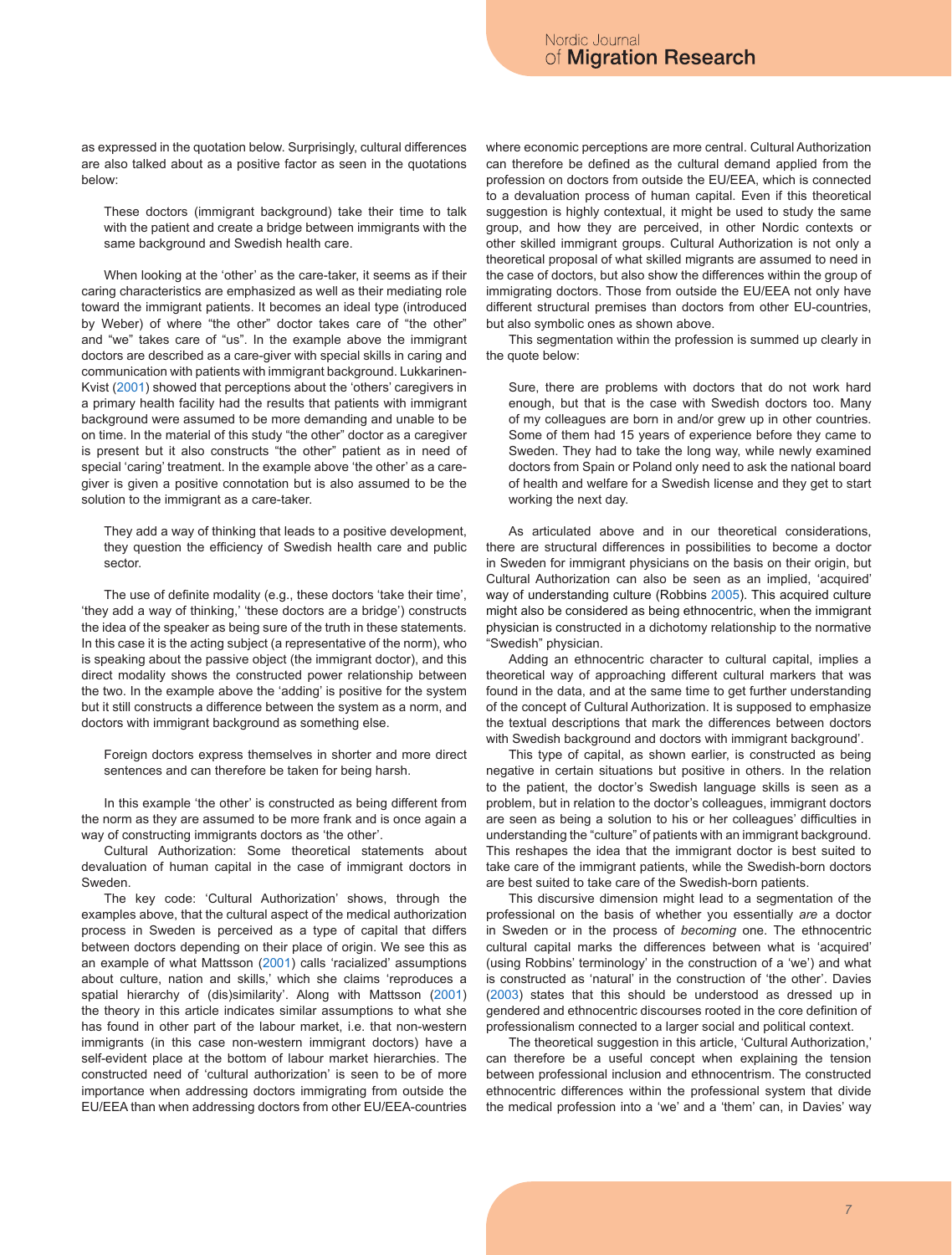as expressed in the quotation below. Surprisingly, cultural differences are also talked about as a positive factor as seen in the quotations below:

> These doctors (immigrant background) take their time to talk with the patient and create a bridge between immigrants with the same background and Swedish health care.

When looking at the 'other' as the care-taker, it seems as if their caring characteristics are emphasized as well as their mediating role toward the immigrant patients. It becomes an ideal type (introduced by Weber) of where "the other" doctor takes care of "the other" and "we" takes care of "us". In the example above the immigrant doctors are described as a care-giver with special skills in caring and communication with patients with immigrant background. Lukkarinen-Kvist (2001) showed that perceptions about the 'others' caregivers in a primary health facility had the results that patients with immigrant background were assumed to be more demanding and unable to be on time. In the material of this study "the other" doctor as a caregiver is present but it also constructs "the other" patient as in need of special 'caring' treatment. In the example above 'the other' as a care-giver is given a positive connotation but is also assumed to be the solution to the immigrant as a care-taker.

> They add a way of thinking that leads to a positive development, they question the efficiency of Swedish health care and public sector.

The use of definite modality (e.g., these doctors 'take their time', 'they add a way of thinking,' 'these doctors are a bridge') constructs the idea of the speaker as being sure of the truth in these statements. In this case it is the acting subject (a representative of the norm), who is speaking about the passive object (the immigrant doctor), and this direct modality shows the constructed power relationship between the two. In the example above the 'adding' is positive for the system but it still constructs a difference between the system as a norm, and doctors with immigrant background as something else.

> Foreign doctors express themselves in shorter and more direct sentences and can therefore be taken for being harsh.

In this example 'the other' is constructed as being different from the norm as they are assumed to be more frank and is once again a way of constructing immigrants doctors as 'the other'.

Cultural Authorization: Some theoretical statements about devaluation of human capital in the case of immigrant doctors in Sweden.

The key code: 'Cultural Authorization' shows, through the examples above, that the cultural aspect of the medical authorization process in Sweden is perceived as a type of capital that differs between doctors depending on their place of origin. We see this as an example of what Mattsson (2001) calls 'racialized' assumptions about culture, nation and skills,' which she claims 'reproduces a spatial hierarchy of (dis)similarity'. Along with Mattsson (2001) the theory in this article indicates similar assumptions to what she has found in other part of the labour market, i.e. that non-western immigrants (in this case non-western immigrant doctors) have a self-evident place at the bottom of labour market hierarchies. The constructed need of 'cultural authorization' is seen to be of more importance when addressing doctors immigrating from outside the EU/EEA than when addressing doctors from other EU/EEA-countries where economic perceptions are more central. Cultural Authorization can therefore be defined as the cultural demand applied from the profession on doctors from outside the EU/EEA, which is connected to a devaluation process of human capital. Even if this theoretical suggestion is highly contextual, it might be used to study the same group, and how they are perceived, in other Nordic contexts or other skilled immigrant groups. Cultural Authorization is not only a theoretical proposal of what skilled migrants are assumed to need in the case of doctors, but also show the differences within the group of immigrating doctors. Those from outside the EU/EEA not only have different structural premises than doctors from other EU-countries, but also symbolic ones as shown above.

This segmentation within the profession is summed up clearly in the quote below:

> Sure, there are problems with doctors that do not work hard enough, but that is the case with Swedish doctors too. Many of my colleagues are born in and/or grew up in other countries. Some of them had 15 years of experience before they came to Sweden. They had to take the long way, while newly examined doctors from Spain or Poland only need to ask the national board of health and welfare for a Swedish license and they get to start working the next day.

As articulated above and in our theoretical considerations, there are structural differences in possibilities to become a doctor in Sweden for immigrant physicians on the basis on their origin, but Cultural Authorization can also be seen as an implied, 'acquired' way of understanding culture (Robbins 2005). This acquired culture might also be considered as being ethnocentric, when the immigrant physician is constructed in a dichotomy relationship to the normative "Swedish" physician.

Adding an ethnocentric character to cultural capital, implies a theoretical way of approaching different cultural markers that was found in the data, and at the same time to get further understanding of the concept of Cultural Authorization. It is supposed to emphasize the textual descriptions that mark the differences between doctors with Swedish background and doctors with immigrant background'.

This type of capital, as shown earlier, is constructed as being negative in certain situations but positive in others. In the relation to the patient, the doctor's Swedish language skills is seen as a problem, but in relation to the doctor's colleagues, immigrant doctors are seen as being a solution to his or her colleagues' difficulties in understanding the "culture" of patients with an immigrant background. This reshapes the idea that the immigrant doctor is best suited to take care of the immigrant patients, while the Swedish-born doctors are best suited to take care of the Swedish-born patients.

This discursive dimension might lead to a segmentation of the professional on the basis of whether you essentially *are* a doctor in Sweden or in the process of *becoming* one. The ethnocentric cultural capital marks the differences between what is 'acquired' (using Robbins' terminology' in the construction of a 'we') and what is constructed as 'natural' in the construction of 'the other'. Davies (2003) states that this should be understood as dressed up in gendered and ethnocentric discourses rooted in the core definition of professionalism connected to a larger social and political context.

The theoretical suggestion in this article, 'Cultural Authorization,' can therefore be a useful concept when explaining the tension between professional inclusion and ethnocentrism. The constructed ethnocentric differences within the professional system that divide the medical profession into a 'we' and a 'them' can, in Davies' way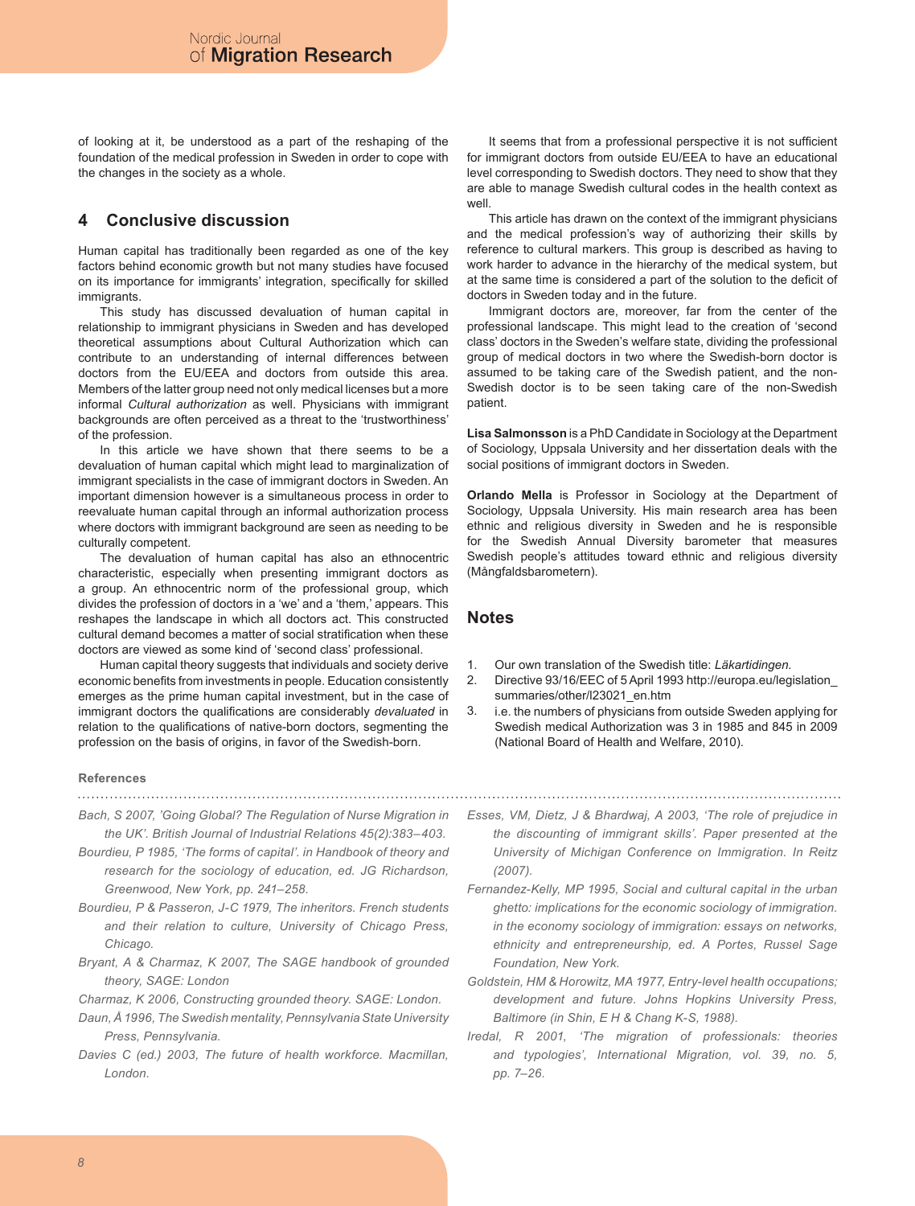of looking at it, be understood as a part of the reshaping of the foundation of the medical profession in Sweden in order to cope with the changes in the society as a whole.

## 4 Conclusive discussion

Human capital has traditionally been regarded as one of the key factors behind economic growth but not many studies have focused on its importance for immigrants' integration, specifically for skilled immigrants.

This study has discussed devaluation of human capital in relationship to immigrant physicians in Sweden and has developed theoretical assumptions about Cultural Authorization which can contribute to an understanding of internal differences between doctors from the EU/EEA and doctors from outside this area. Members of the latter group need not only medical licenses but a more informal *Cultural authorization* as well. Physicians with immigrant backgrounds are often perceived as a threat to the 'trustworthiness' of the profession.

In this article we have shown that there seems to be a devaluation of human capital which might lead to marginalization of immigrant specialists in the case of immigrant doctors in Sweden. An important dimension however is a simultaneous process in order to reevaluate human capital through an informal authorization process where doctors with immigrant background are seen as needing to be culturally competent.

The devaluation of human capital has also an ethnocentric characteristic, especially when presenting immigrant doctors as a group. An ethnocentric norm of the professional group, which divides the profession of doctors in a 'we' and a 'them,' appears. This reshapes the landscape in which all doctors act. This constructed cultural demand becomes a matter of social stratification when these doctors are viewed as some kind of 'second class' professional.

Human capital theory suggests that individuals and society derive economic benefits from investments in people. Education consistently emerges as the prime human capital investment, but in the case of immigrant doctors the qualifications are considerably *devaluated* in relation to the qualifications of native-born doctors, segmenting the profession on the basis of origins, in favor of the Swedish-born.

It seems that from a professional perspective it is not sufficient for immigrant doctors from outside EU/EEA to have an educational level corresponding to Swedish doctors. They need to show that they are able to manage Swedish cultural codes in the health context as well.

This article has drawn on the context of the immigrant physicians and the medical profession's way of authorizing their skills by reference to cultural markers. This group is described as having to work harder to advance in the hierarchy of the medical system, but at the same time is considered a part of the solution to the deficit of doctors in Sweden today and in the future.

Immigrant doctors are, moreover, far from the center of the professional landscape. This might lead to the creation of 'second class' doctors in the Sweden's welfare state, dividing the professional group of medical doctors in two where the Swedish-born doctor is assumed to be taking care of the Swedish patient, and the non-Swedish doctor is to be seen taking care of the non-Swedish patient.

**Lisa Salmonsson** is a PhD Candidate in Sociology at the Department of Sociology, Uppsala University and her dissertation deals with the social positions of immigrant doctors in Sweden.

**Orlando Mella** is Professor in Sociology at the Department of Sociology, Uppsala University. His main research area has been ethnic and religious diversity in Sweden and he is responsible for the Swedish Annual Diversity barometer that measures Swedish people's attitudes toward ethnic and religious diversity (Mångfaldsbarometern).

## Notes

1. Our own translation of the Swedish title: *Läkartidingen.*
2. Directive 93/16/EEC of 5 April 1993 http://europa.eu/legislation_summaries/other/l23021_en.htm
3. i.e. the numbers of physicians from outside Sweden applying for Swedish medical Authorization was 3 in 1985 and 845 in 2009 (National Board of Health and Welfare, 2010).

### References

*Bach, S 2007, 'Going Global? The Regulation of Nurse Migration in the UK'. British Journal of Industrial Relations 45(2):383–403.*

*Bourdieu, P 1985, 'The forms of capital'. in Handbook of theory and research for the sociology of education, ed. JG Richardson, Greenwood, New York, pp. 241–258.*

*Bourdieu, P & Passeron, J-C 1979, The inheritors. French students and their relation to culture, University of Chicago Press, Chicago.*

*Bryant, A & Charmaz, K 2007, The SAGE handbook of grounded theory, SAGE: London*

*Charmaz, K 2006, Constructing grounded theory. SAGE: London.*

*Daun, Å 1996, The Swedish mentality, Pennsylvania State University Press, Pennsylvania.*

*Davies C (ed.) 2003, The future of health workforce. Macmillan, London.*

*Esses, VM, Dietz, J & Bhardwaj, A 2003, 'The role of prejudice in the discounting of immigrant skills'. Paper presented at the University of Michigan Conference on Immigration. In Reitz (2007).*

*Fernandez-Kelly, MP 1995, Social and cultural capital in the urban ghetto: implications for the economic sociology of immigration. in the economy sociology of immigration: essays on networks, ethnicity and entrepreneurship, ed. A Portes, Russel Sage Foundation, New York.*

*Goldstein, HM & Horowitz, MA 1977, Entry-level health occupations; development and future. Johns Hopkins University Press, Baltimore (in Shin, E H & Chang K-S, 1988).*

*Iredal, R 2001, 'The migration of professionals: theories and typologies', International Migration, vol. 39, no. 5, pp. 7–26.*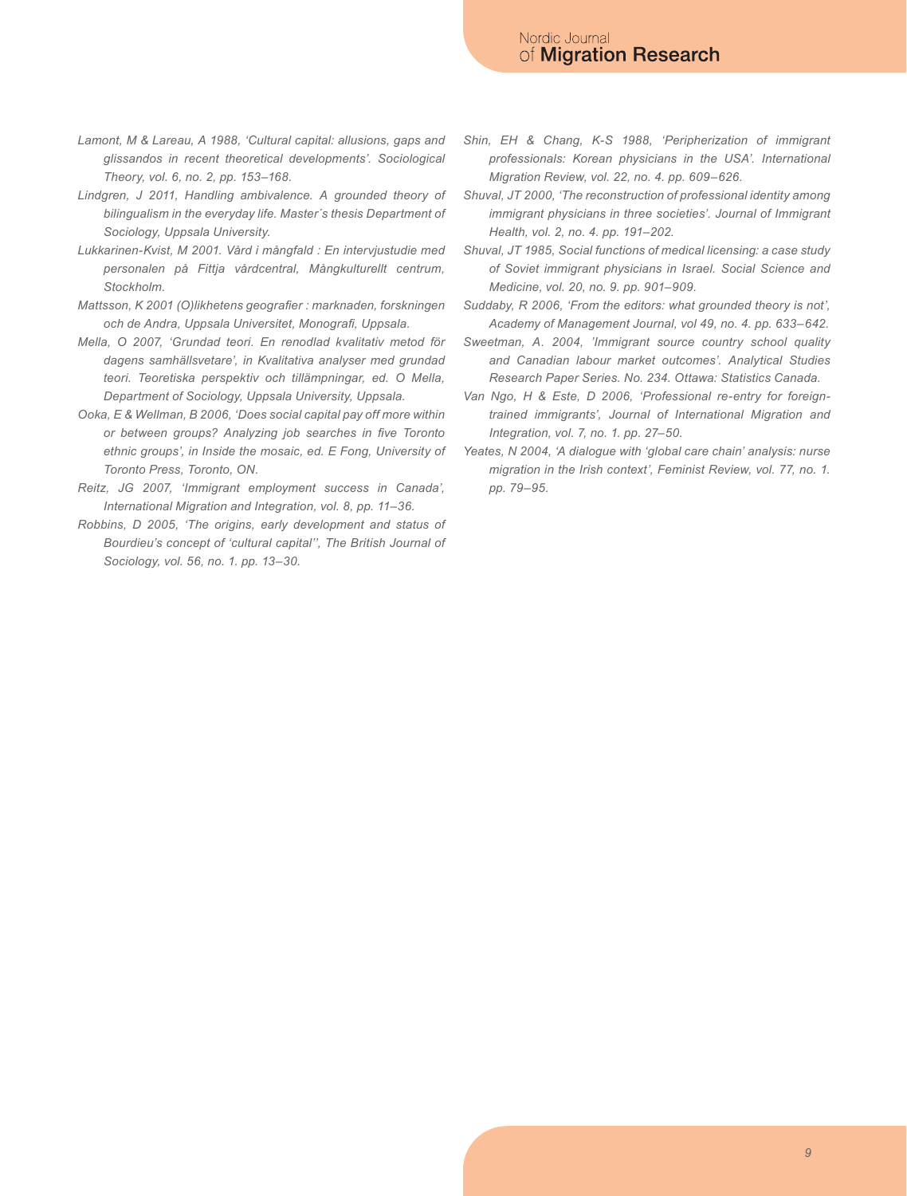*Lamont, M & Lareau, A 1988, 'Cultural capital: allusions, gaps and glissandos in recent theoretical developments'. Sociological Theory, vol. 6, no. 2, pp. 153–168.*

*Lindgren, J 2011, Handling ambivalence. A grounded theory of bilingualism in the everyday life. Master´s thesis Department of Sociology, Uppsala University.*

*Lukkarinen-Kvist, M 2001. Vård i mångfald : En intervjustudie med personalen på Fittja vårdcentral, Mångkulturellt centrum, Stockholm.*

*Mattsson, K 2001 (O)likhetens geografier : marknaden, forskningen och de Andra, Uppsala Universitet, Monografi, Uppsala.*

*Mella, O 2007, 'Grundad teori. En renodlad kvalitativ metod för dagens samhällsvetare', in Kvalitativa analyser med grundad teori. Teoretiska perspektiv och tillämpningar, ed. O Mella, Department of Sociology, Uppsala University, Uppsala.*

*Ooka, E & Wellman, B 2006, 'Does social capital pay off more within or between groups? Analyzing job searches in five Toronto ethnic groups', in Inside the mosaic, ed. E Fong, University of Toronto Press, Toronto, ON.*

*Reitz, JG 2007, 'Immigrant employment success in Canada', International Migration and Integration, vol. 8, pp. 11–36.*

*Robbins, D 2005, 'The origins, early development and status of Bourdieu's concept of 'cultural capital'', The British Journal of Sociology, vol. 56, no. 1. pp. 13–30.*

*Shin, EH & Chang, K-S 1988, 'Peripherization of immigrant professionals: Korean physicians in the USA'. International Migration Review, vol. 22, no. 4. pp. 609–626.*

*Shuval, JT 2000, 'The reconstruction of professional identity among immigrant physicians in three societies'. Journal of Immigrant Health, vol. 2, no. 4. pp. 191–202.*

*Shuval, JT 1985, Social functions of medical licensing: a case study of Soviet immigrant physicians in Israel. Social Science and Medicine, vol. 20, no. 9. pp. 901–909.*

*Suddaby, R 2006, 'From the editors: what grounded theory is not', Academy of Management Journal, vol 49, no. 4. pp. 633–642.*

*Sweetman, A. 2004, 'Immigrant source country school quality and Canadian labour market outcomes'. Analytical Studies Research Paper Series. No. 234. Ottawa: Statistics Canada.*

*Van Ngo, H & Este, D 2006, 'Professional re-entry for foreign-trained immigrants', Journal of International Migration and Integration, vol. 7, no. 1. pp. 27–50.*

*Yeates, N 2004, 'A dialogue with 'global care chain' analysis: nurse migration in the Irish context', Feminist Review, vol. 77, no. 1. pp. 79–95.*